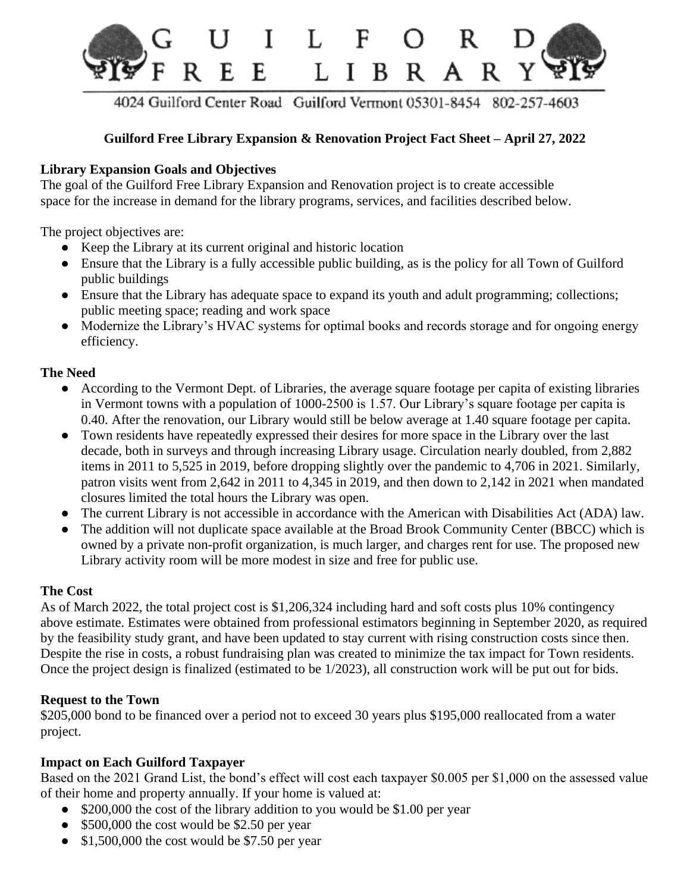# GUILFORD FREE LIBRARY

4024 Guilford Center Road Guilford Vermont 05301-8454 802-257-4603

## Guilford Free Library Expansion & Renovation Project Fact Sheet – April 27, 2022

### Library Expansion Goals and Objectives

The goal of the Guilford Free Library Expansion and Renovation project is to create accessible space for the increase in demand for the library programs, services, and facilities described below.

The project objectives are:

- Keep the Library at its current original and historic location
- Ensure that the Library is a fully accessible public building, as is the policy for all Town of Guilford public buildings
- Ensure that the Library has adequate space to expand its youth and adult programming; collections; public meeting space; reading and work space
- Modernize the Library's HVAC systems for optimal books and records storage and for ongoing energy efficiency.

### The Need

- According to the Vermont Dept. of Libraries, the average square footage per capita of existing libraries in Vermont towns with a population of 1000-2500 is 1.57. Our Library's square footage per capita is 0.40. After the renovation, our Library would still be below average at 1.40 square footage per capita.
- Town residents have repeatedly expressed their desires for more space in the Library over the last decade, both in surveys and through increasing Library usage. Circulation nearly doubled, from 2,882 items in 2011 to 5,525 in 2019, before dropping slightly over the pandemic to 4,706 in 2021. Similarly, patron visits went from 2,642 in 2011 to 4,345 in 2019, and then down to 2,142 in 2021 when mandated closures limited the total hours the Library was open.
- The current Library is not accessible in accordance with the American with Disabilities Act (ADA) law.
- The addition will not duplicate space available at the Broad Brook Community Center (BBCC) which is owned by a private non-profit organization, is much larger, and charges rent for use. The proposed new Library activity room will be more modest in size and free for public use.

### The Cost

As of March 2022, the total project cost is $1,206,324 including hard and soft costs plus 10% contingency above estimate. Estimates were obtained from professional estimators beginning in September 2020, as required by the feasibility study grant, and have been updated to stay current with rising construction costs since then. Despite the rise in costs, a robust fundraising plan was created to minimize the tax impact for Town residents. Once the project design is finalized (estimated to be 1/2023), all construction work will be put out for bids.

### Request to the Town

$205,000 bond to be financed over a period not to exceed 30 years plus $195,000 reallocated from a water project.

### Impact on Each Guilford Taxpayer

Based on the 2021 Grand List, the bond's effect will cost each taxpayer $0.005 per $1,000 on the assessed value of their home and property annually. If your home is valued at:

- $200,000 the cost of the library addition to you would be $1.00 per year
- $500,000 the cost would be $2.50 per year
- $1,500,000 the cost would be $7.50 per year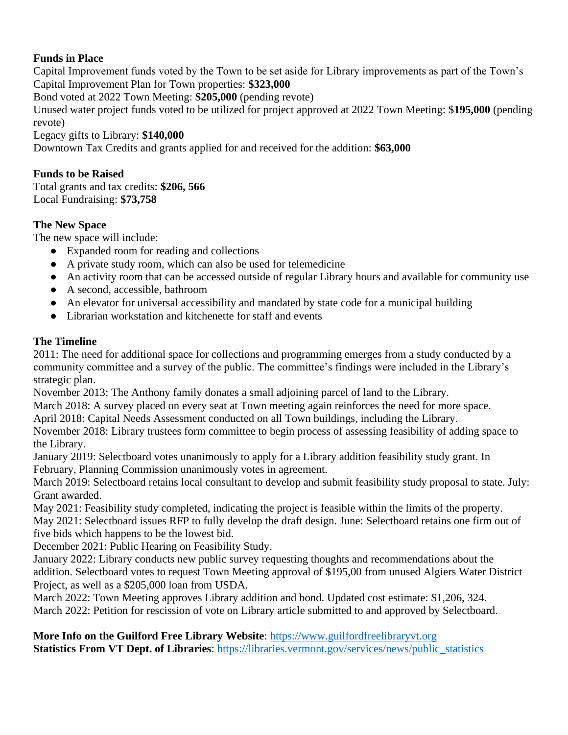**Funds in Place**

Capital Improvement funds voted by the Town to be set aside for Library improvements as part of the Town's Capital Improvement Plan for Town properties: **$323,000**

Bond voted at 2022 Town Meeting: **$205,000** (pending revote)

Unused water project funds voted to be utilized for project approved at 2022 Town Meeting: $**195,000** (pending revote)

Legacy gifts to Library: **$140,000**

Downtown Tax Credits and grants applied for and received for the addition: **$63,000**

**Funds to be Raised**

Total grants and tax credits: **$206, 566**

Local Fundraising: **$73,758**

**The New Space**

The new space will include:

- Expanded room for reading and collections
- A private study room, which can also be used for telemedicine
- An activity room that can be accessed outside of regular Library hours and available for community use
- A second, accessible, bathroom
- An elevator for universal accessibility and mandated by state code for a municipal building
- Librarian workstation and kitchenette for staff and events

**The Timeline**

2011: The need for additional space for collections and programming emerges from a study conducted by a community committee and a survey of the public. The committee's findings were included in the Library's strategic plan.

November 2013: The Anthony family donates a small adjoining parcel of land to the Library.

March 2018: A survey placed on every seat at Town meeting again reinforces the need for more space.

April 2018: Capital Needs Assessment conducted on all Town buildings, including the Library.

November 2018: Library trustees form committee to begin process of assessing feasibility of adding space to the Library.

January 2019: Selectboard votes unanimously to apply for a Library addition feasibility study grant. In February, Planning Commission unanimously votes in agreement.

March 2019: Selectboard retains local consultant to develop and submit feasibility study proposal to state. July: Grant awarded.

May 2021: Feasibility study completed, indicating the project is feasible within the limits of the property.

May 2021: Selectboard issues RFP to fully develop the draft design. June: Selectboard retains one firm out of five bids which happens to be the lowest bid.

December 2021: Public Hearing on Feasibility Study.

January 2022: Library conducts new public survey requesting thoughts and recommendations about the addition. Selectboard votes to request Town Meeting approval of $195,00 from unused Algiers Water District Project, as well as a $205,000 loan from USDA.

March 2022: Town Meeting approves Library addition and bond. Updated cost estimate: $1,206, 324.

March 2022: Petition for rescission of vote on Library article submitted to and approved by Selectboard.

**More Info on the Guilford Free Library Website**: https://www.guilfordfreelibraryvt.org

**Statistics From VT Dept. of Libraries**: https://libraries.vermont.gov/services/news/public_statistics